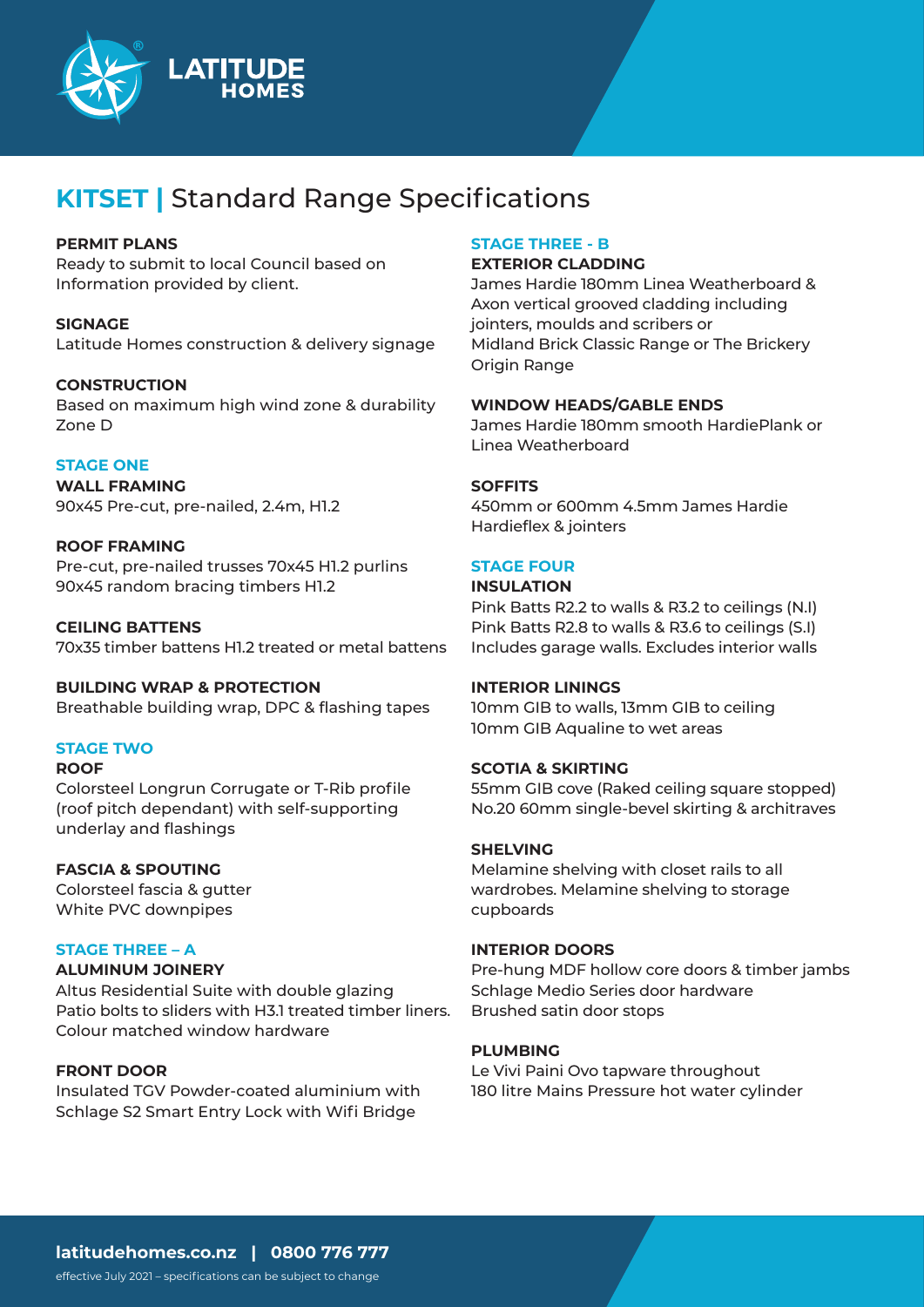# KITSET | Standard Range Specifications

**PERMIT PLANS**
Ready to submit to local Council based on Information provided by client.

**SIGNAGE**
Latitude Homes construction & delivery signage

**CONSTRUCTION**
Based on maximum high wind zone & durability Zone D

## STAGE ONE

**WALL FRAMING**
90x45 Pre-cut, pre-nailed, 2.4m, H1.2

**ROOF FRAMING**
Pre-cut, pre-nailed trusses 70x45 H1.2 purlins
90x45 random bracing timbers H1.2

**CEILING BATTENS**
70x35 timber battens H1.2 treated or metal battens

**BUILDING WRAP & PROTECTION**
Breathable building wrap, DPC & flashing tapes

## STAGE TWO

**ROOF**
Colorsteel Longrun Corrugate or T-Rib profile (roof pitch dependant) with self-supporting underlay and flashings

**FASCIA & SPOUTING**
Colorsteel fascia & gutter
White PVC downpipes

## STAGE THREE – A

**ALUMINUM JOINERY**
Altus Residential Suite with double glazing
Patio bolts to sliders with H3.1 treated timber liners.
Colour matched window hardware

**FRONT DOOR**
Insulated TGV Powder-coated aluminium with Schlage S2 Smart Entry Lock with Wifi Bridge

## STAGE THREE - B

**EXTERIOR CLADDING**
James Hardie 180mm Linea Weatherboard & Axon vertical grooved cladding including jointers, moulds and scribers or
Midland Brick Classic Range or The Brickery Origin Range

**WINDOW HEADS/GABLE ENDS**
James Hardie 180mm smooth HardiePlank or Linea Weatherboard

**SOFFITS**
450mm or 600mm 4.5mm James Hardie Hardieflex & jointers

## STAGE FOUR

**INSULATION**
Pink Batts R2.2 to walls & R3.2 to ceilings (N.I)
Pink Batts R2.8 to walls & R3.6 to ceilings (S.I)
Includes garage walls. Excludes interior walls

**INTERIOR LININGS**
10mm GIB to walls, 13mm GIB to ceiling
10mm GIB Aqualine to wet areas

**SCOTIA & SKIRTING**
55mm GIB cove (Raked ceiling square stopped)
No.20 60mm single-bevel skirting & architraves

**SHELVING**
Melamine shelving with closet rails to all wardrobes. Melamine shelving to storage cupboards

**INTERIOR DOORS**
Pre-hung MDF hollow core doors & timber jambs
Schlage Medio Series door hardware
Brushed satin door stops

**PLUMBING**
Le Vivi Paini Ovo tapware throughout
180 litre Mains Pressure hot water cylinder

**latitudehomes.co.nz | 0800 776 777**

effective July 2021 – specifications can be subject to change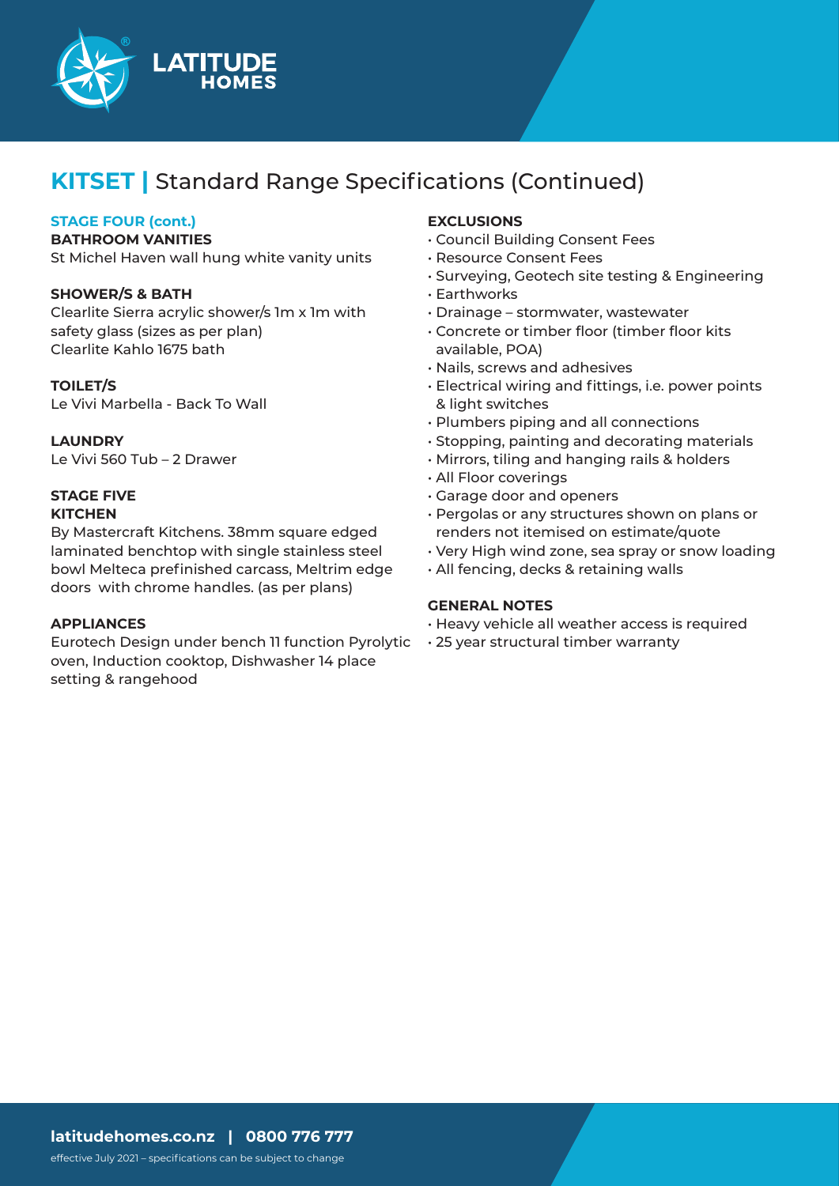# **KITSET |** Standard Range Specifications (Continued)

**STAGE FOUR (cont.)**

**BATHROOM VANITIES**

St Michel Haven wall hung white vanity units

**SHOWER/S & BATH**

Clearlite Sierra acrylic shower/s 1m x 1m with safety glass (sizes as per plan)
Clearlite Kahlo 1675 bath

**TOILET/S**

Le Vivi Marbella - Back To Wall

**LAUNDRY**

Le Vivi 560 Tub – 2 Drawer

**STAGE FIVE**

**KITCHEN**

By Mastercraft Kitchens. 38mm square edged laminated benchtop with single stainless steel bowl Melteca prefinished carcass, Meltrim edge doors with chrome handles. (as per plans)

**APPLIANCES**

Eurotech Design under bench 11 function Pyrolytic oven, Induction cooktop, Dishwasher 14 place setting & rangehood

**EXCLUSIONS**

- Council Building Consent Fees
- Resource Consent Fees
- Surveying, Geotech site testing & Engineering
- Earthworks
- Drainage – stormwater, wastewater
- Concrete or timber floor (timber floor kits available, POA)
- Nails, screws and adhesives
- Electrical wiring and fittings, i.e. power points & light switches
- Plumbers piping and all connections
- Stopping, painting and decorating materials
- Mirrors, tiling and hanging rails & holders
- All Floor coverings
- Garage door and openers
- Pergolas or any structures shown on plans or renders not itemised on estimate/quote
- Very High wind zone, sea spray or snow loading
- All fencing, decks & retaining walls

**GENERAL NOTES**

- Heavy vehicle all weather access is required
- 25 year structural timber warranty

**latitudehomes.co.nz | 0800 776 777**

effective July 2021 – specifications can be subject to change